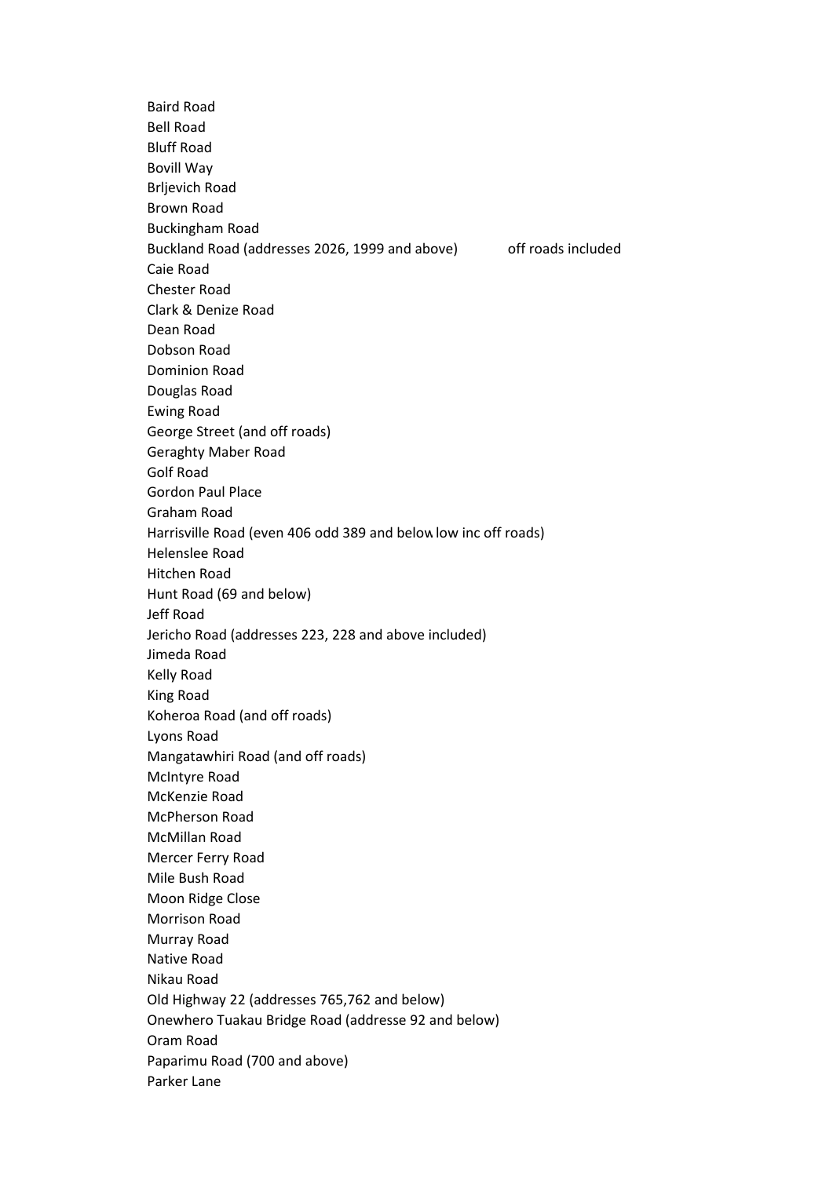Baird Road
Bell Road
Bluff Road
Bovill Way
Brljevich Road
Brown Road
Buckingham Road
Buckland Road (addresses 2026, 1999 and above) off roads included
Caie Road
Chester Road
Clark & Denize Road
Dean Road
Dobson Road
Dominion Road
Douglas Road
Ewing Road
George Street (and off roads)
Geraghty Maber Road
Golf Road
Gordon Paul Place
Graham Road
Harrisville Road (even 406 odd 389 and below low inc off roads)
Helenslee Road
Hitchen Road
Hunt Road (69 and below)
Jeff Road
Jericho Road (addresses 223, 228 and above included)
Jimeda Road
Kelly Road
King Road
Koheroa Road (and off roads)
Lyons Road
Mangatawhiri Road (and off roads)
McIntyre Road
McKenzie Road
McPherson Road
McMillan Road
Mercer Ferry Road
Mile Bush Road
Moon Ridge Close
Morrison Road
Murray Road
Native Road
Nikau Road
Old Highway 22 (addresses 765,762 and below)
Onewhero Tuakau Bridge Road (addresse 92 and below)
Oram Road
Paparimu Road (700 and above)
Parker Lane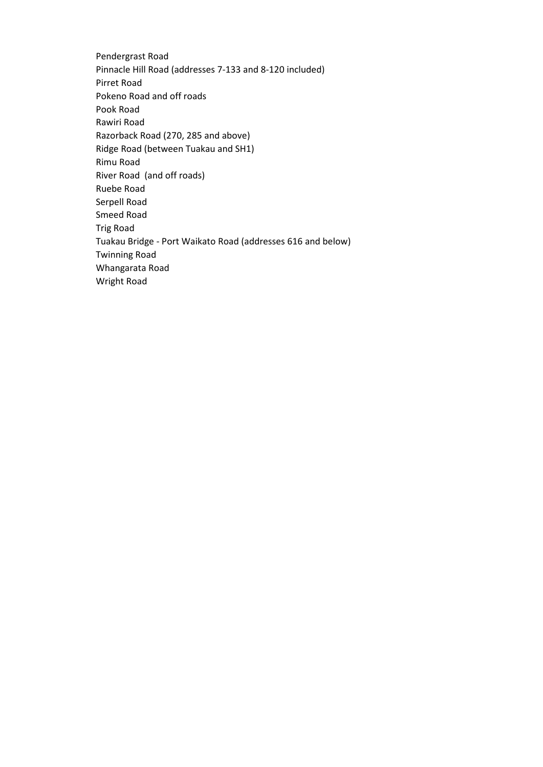Pendergrast Road
Pinnacle Hill Road (addresses 7-133 and 8-120 included)
Pirret Road
Pokeno Road and off roads
Pook Road
Rawiri Road
Razorback Road (270, 285 and above)
Ridge Road (between Tuakau and SH1)
Rimu Road
River Road (and off roads)
Ruebe Road
Serpell Road
Smeed Road
Trig Road
Tuakau Bridge - Port Waikato Road (addresses 616 and below)
Twinning Road
Whangarata Road
Wright Road